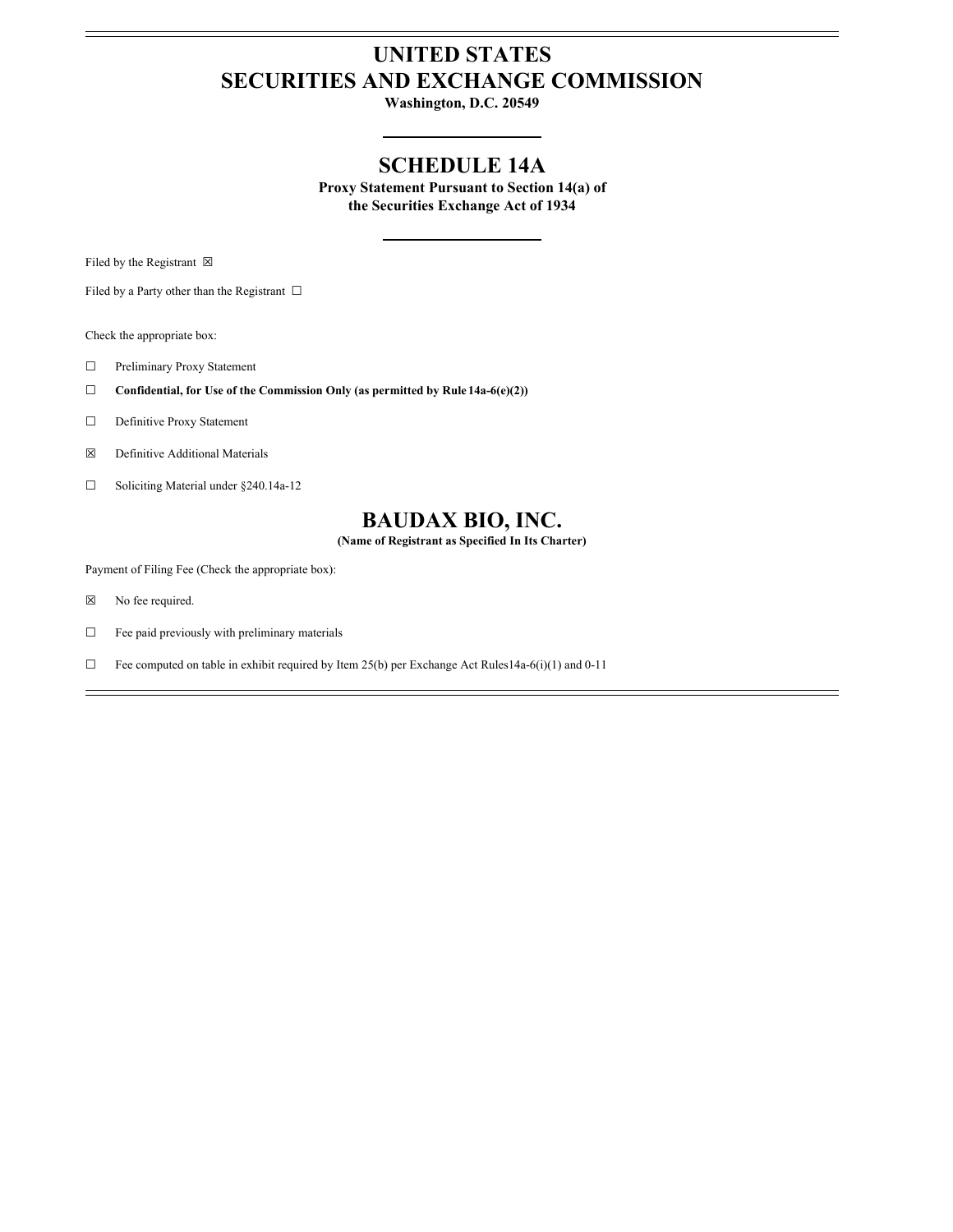# UNITED STATES
# SECURITIES AND EXCHANGE COMMISSION

**Washington, D.C. 20549**

---

## SCHEDULE 14A

**Proxy Statement Pursuant to Section 14(a) of the Securities Exchange Act of 1934**

---

Filed by the Registrant ☒

Filed by a Party other than the Registrant ☐

Check the appropriate box:

☐ Preliminary Proxy Statement

☐ **Confidential, for Use of the Commission Only (as permitted by Rule 14a-6(e)(2))**

☐ Definitive Proxy Statement

☒ Definitive Additional Materials

☐ Soliciting Material under §240.14a-12

## BAUDAX BIO, INC.

**(Name of Registrant as Specified In Its Charter)**

Payment of Filing Fee (Check the appropriate box):

☒ No fee required.

☐ Fee paid previously with preliminary materials

☐ Fee computed on table in exhibit required by Item 25(b) per Exchange Act Rules14a-6(i)(1) and 0-11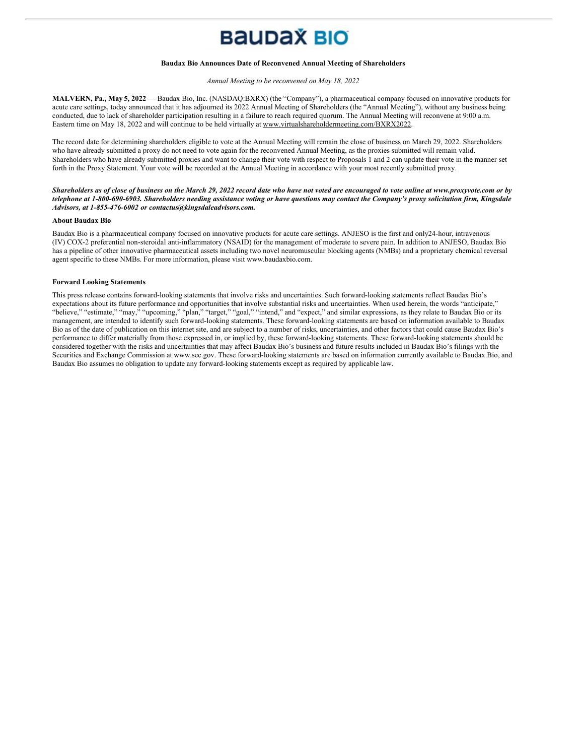# Baudax Bio

**Baudax Bio Announces Date of Reconvened Annual Meeting of Shareholders**

*Annual Meeting to be reconvened on May 18, 2022*

**MALVERN, Pa., May 5, 2022** — Baudax Bio, Inc. (NASDAQ:BXRX) (the "Company"), a pharmaceutical company focused on innovative products for acute care settings, today announced that it has adjourned its 2022 Annual Meeting of Shareholders (the "Annual Meeting"), without any business being conducted, due to lack of shareholder participation resulting in a failure to reach required quorum. The Annual Meeting will reconvene at 9:00 a.m. Eastern time on May 18, 2022 and will continue to be held virtually at www.virtualshareholdermeeting.com/BXRX2022.

The record date for determining shareholders eligible to vote at the Annual Meeting will remain the close of business on March 29, 2022. Shareholders who have already submitted a proxy do not need to vote again for the reconvened Annual Meeting, as the proxies submitted will remain valid. Shareholders who have already submitted proxies and want to change their vote with respect to Proposals 1 and 2 can update their vote in the manner set forth in the Proxy Statement. Your vote will be recorded at the Annual Meeting in accordance with your most recently submitted proxy.

***Shareholders as of close of business on the March 29, 2022 record date who have not voted are encouraged to vote online at www.proxyvote.com or by telephone at 1-800-690-6903. Shareholders needing assistance voting or have questions may contact the Company's proxy solicitation firm, Kingsdale Advisors, at 1-855-476-6002 or contactus@kingsdaleadvisors.com.***

**About Baudax Bio**

Baudax Bio is a pharmaceutical company focused on innovative products for acute care settings. ANJESO is the first and only24-hour, intravenous (IV) COX-2 preferential non-steroidal anti-inflammatory (NSAID) for the management of moderate to severe pain. In addition to ANJESO, Baudax Bio has a pipeline of other innovative pharmaceutical assets including two novel neuromuscular blocking agents (NMBs) and a proprietary chemical reversal agent specific to these NMBs. For more information, please visit www.baudaxbio.com.

**Forward Looking Statements**

This press release contains forward-looking statements that involve risks and uncertainties. Such forward-looking statements reflect Baudax Bio's expectations about its future performance and opportunities that involve substantial risks and uncertainties. When used herein, the words "anticipate," "believe," "estimate," "may," "upcoming," "plan," "target," "goal," "intend," and "expect," and similar expressions, as they relate to Baudax Bio or its management, are intended to identify such forward-looking statements. These forward-looking statements are based on information available to Baudax Bio as of the date of publication on this internet site, and are subject to a number of risks, uncertainties, and other factors that could cause Baudax Bio's performance to differ materially from those expressed in, or implied by, these forward-looking statements. These forward-looking statements should be considered together with the risks and uncertainties that may affect Baudax Bio's business and future results included in Baudax Bio's filings with the Securities and Exchange Commission at www.sec.gov. These forward-looking statements are based on information currently available to Baudax Bio, and Baudax Bio assumes no obligation to update any forward-looking statements except as required by applicable law.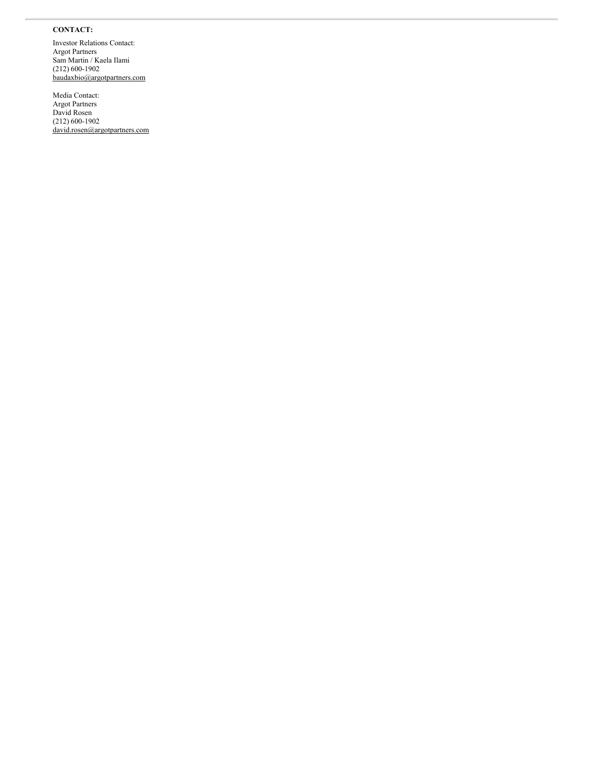**CONTACT:**

Investor Relations Contact:
Argot Partners
Sam Martin / Kaela Ilami
(212) 600-1902
baudaxbio@argotpartners.com

Media Contact:
Argot Partners
David Rosen
(212) 600-1902
david.rosen@argotpartners.com